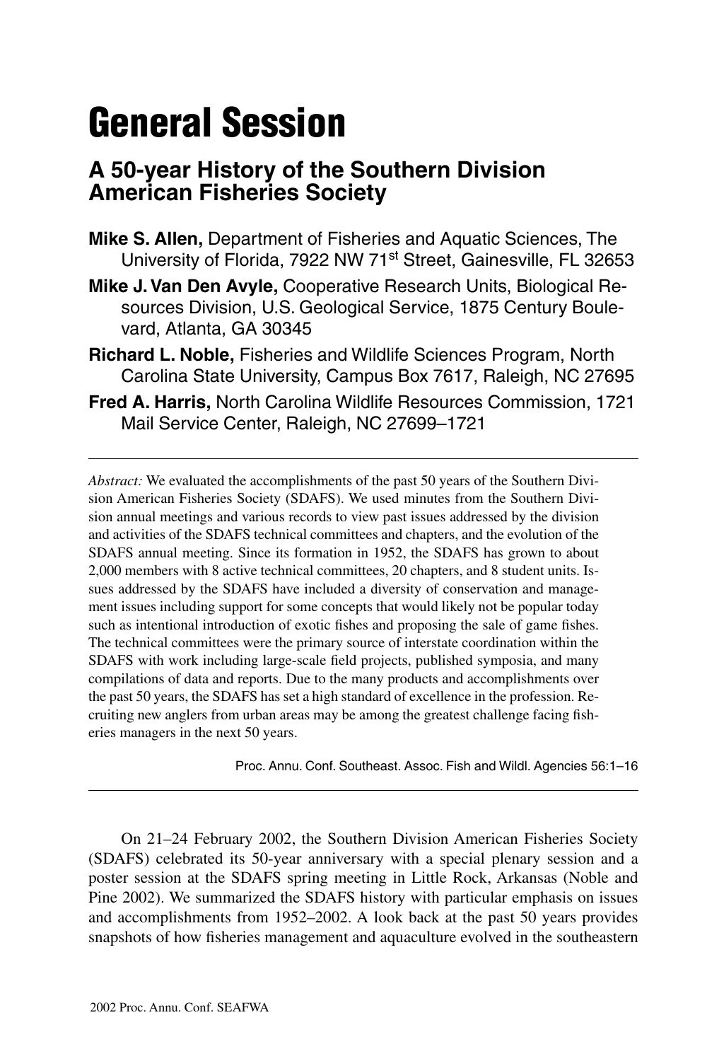# General Session

## A 50-year History of the Southern Division American Fisheries Society

**Mike S. Allen,** Department of Fisheries and Aquatic Sciences, The University of Florida, 7922 NW 71st Street, Gainesville, FL 32653

**Mike J. Van Den Avyle,** Cooperative Research Units, Biological Resources Division, U.S. Geological Service, 1875 Century Boulevard, Atlanta, GA 30345

**Richard L. Noble,** Fisheries and Wildlife Sciences Program, North Carolina State University, Campus Box 7617, Raleigh, NC 27695

**Fred A. Harris,** North Carolina Wildlife Resources Commission, 1721 Mail Service Center, Raleigh, NC 27699–1721

---

*Abstract:* We evaluated the accomplishments of the past 50 years of the Southern Division American Fisheries Society (SDAFS). We used minutes from the Southern Division annual meetings and various records to view past issues addressed by the division and activities of the SDAFS technical committees and chapters, and the evolution of the SDAFS annual meeting. Since its formation in 1952, the SDAFS has grown to about 2,000 members with 8 active technical committees, 20 chapters, and 8 student units. Issues addressed by the SDAFS have included a diversity of conservation and management issues including support for some concepts that would likely not be popular today such as intentional introduction of exotic fishes and proposing the sale of game fishes. The technical committees were the primary source of interstate coordination within the SDAFS with work including large-scale field projects, published symposia, and many compilations of data and reports. Due to the many products and accomplishments over the past 50 years, the SDAFS has set a high standard of excellence in the profession. Recruiting new anglers from urban areas may be among the greatest challenge facing fisheries managers in the next 50 years.

Proc. Annu. Conf. Southeast. Assoc. Fish and Wildl. Agencies 56:1–16

---

On 21–24 February 2002, the Southern Division American Fisheries Society (SDAFS) celebrated its 50-year anniversary with a special plenary session and a poster session at the SDAFS spring meeting in Little Rock, Arkansas (Noble and Pine 2002). We summarized the SDAFS history with particular emphasis on issues and accomplishments from 1952–2002. A look back at the past 50 years provides snapshots of how fisheries management and aquaculture evolved in the southeastern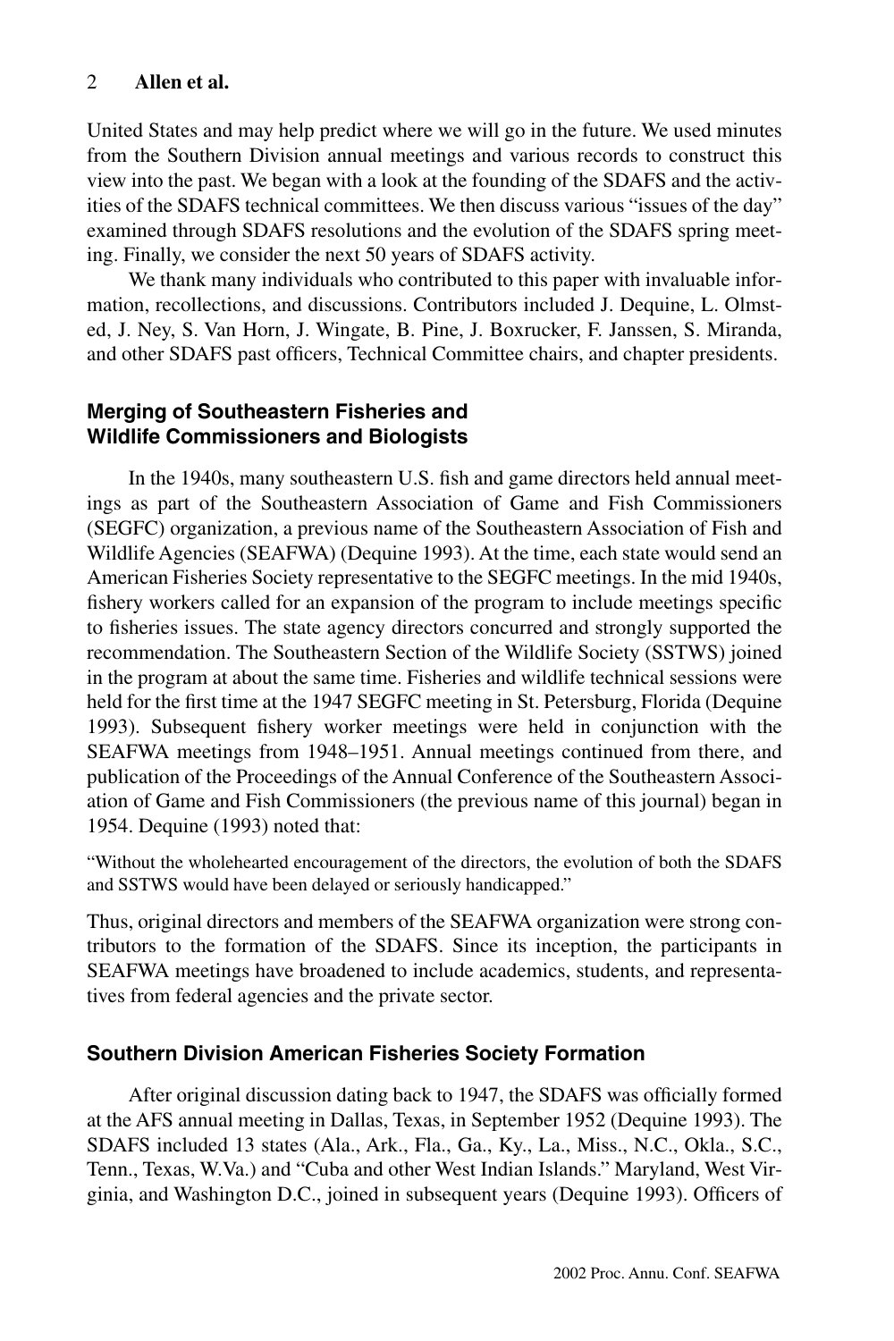United States and may help predict where we will go in the future. We used minutes from the Southern Division annual meetings and various records to construct this view into the past. We began with a look at the founding of the SDAFS and the activities of the SDAFS technical committees. We then discuss various "issues of the day" examined through SDAFS resolutions and the evolution of the SDAFS spring meeting. Finally, we consider the next 50 years of SDAFS activity.

We thank many individuals who contributed to this paper with invaluable information, recollections, and discussions. Contributors included J. Dequine, L. Olmsted, J. Ney, S. Van Horn, J. Wingate, B. Pine, J. Boxrucker, F. Janssen, S. Miranda, and other SDAFS past officers, Technical Committee chairs, and chapter presidents.

## Merging of Southeastern Fisheries and Wildlife Commissioners and Biologists

In the 1940s, many southeastern U.S. fish and game directors held annual meetings as part of the Southeastern Association of Game and Fish Commissioners (SEGFC) organization, a previous name of the Southeastern Association of Fish and Wildlife Agencies (SEAFWA) (Dequine 1993). At the time, each state would send an American Fisheries Society representative to the SEGFC meetings. In the mid 1940s, fishery workers called for an expansion of the program to include meetings specific to fisheries issues. The state agency directors concurred and strongly supported the recommendation. The Southeastern Section of the Wildlife Society (SSTWS) joined in the program at about the same time. Fisheries and wildlife technical sessions were held for the first time at the 1947 SEGFC meeting in St. Petersburg, Florida (Dequine 1993). Subsequent fishery worker meetings were held in conjunction with the SEAFWA meetings from 1948–1951. Annual meetings continued from there, and publication of the Proceedings of the Annual Conference of the Southeastern Association of Game and Fish Commissioners (the previous name of this journal) began in 1954. Dequine (1993) noted that:

"Without the wholehearted encouragement of the directors, the evolution of both the SDAFS and SSTWS would have been delayed or seriously handicapped."

Thus, original directors and members of the SEAFWA organization were strong contributors to the formation of the SDAFS. Since its inception, the participants in SEAFWA meetings have broadened to include academics, students, and representatives from federal agencies and the private sector.

## Southern Division American Fisheries Society Formation

After original discussion dating back to 1947, the SDAFS was officially formed at the AFS annual meeting in Dallas, Texas, in September 1952 (Dequine 1993). The SDAFS included 13 states (Ala., Ark., Fla., Ga., Ky., La., Miss., N.C., Okla., S.C., Tenn., Texas, W.Va.) and "Cuba and other West Indian Islands." Maryland, West Virginia, and Washington D.C., joined in subsequent years (Dequine 1993). Officers of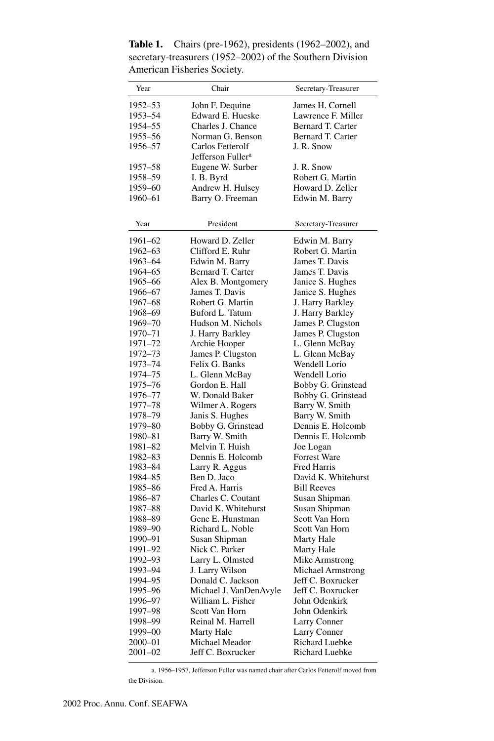**Table 1.** Chairs (pre-1962), presidents (1962–2002), and secretary-treasurers (1952–2002) of the Southern Division American Fisheries Society.

| Year | Chair | Secretary-Treasurer |
|---|---|---|
| 1952–53 | John F. Dequine | James H. Cornell |
| 1953–54 | Edward E. Hueske | Lawrence F. Miller |
| 1954–55 | Charles J. Chance | Bernard T. Carter |
| 1955–56 | Norman G. Benson | Bernard T. Carter |
| 1956–57 | Carlos Fetterolf<br>Jefferson Fuller[a] | J. R. Snow |
| 1957–58 | Eugene W. Surber | J. R. Snow |
| 1958–59 | I. B. Byrd | Robert G. Martin |
| 1959–60 | Andrew H. Hulsey | Howard D. Zeller |
| 1960–61 | Barry O. Freeman | Edwin M. Barry |
| **Year** | **President** | **Secretary-Treasurer** |
| 1961–62 | Howard D. Zeller | Edwin M. Barry |
| 1962–63 | Clifford E. Ruhr | Robert G. Martin |
| 1963–64 | Edwin M. Barry | James T. Davis |
| 1964–65 | Bernard T. Carter | James T. Davis |
| 1965–66 | Alex B. Montgomery | Janice S. Hughes |
| 1966–67 | James T. Davis | Janice S. Hughes |
| 1967–68 | Robert G. Martin | J. Harry Barkley |
| 1968–69 | Buford L. Tatum | J. Harry Barkley |
| 1969–70 | Hudson M. Nichols | James P. Clugston |
| 1970–71 | J. Harry Barkley | James P. Clugston |
| 1971–72 | Archie Hooper | L. Glenn McBay |
| 1972–73 | James P. Clugston | L. Glenn McBay |
| 1973–74 | Felix G. Banks | Wendell Lorio |
| 1974–75 | L. Glenn McBay | Wendell Lorio |
| 1975–76 | Gordon E. Hall | Bobby G. Grinstead |
| 1976–77 | W. Donald Baker | Bobby G. Grinstead |
| 1977–78 | Wilmer A. Rogers | Barry W. Smith |
| 1978–79 | Janis S. Hughes | Barry W. Smith |
| 1979–80 | Bobby G. Grinstead | Dennis E. Holcomb |
| 1980–81 | Barry W. Smith | Dennis E. Holcomb |
| 1981–82 | Melvin T. Huish | Joe Logan |
| 1982–83 | Dennis E. Holcomb | Forrest Ware |
| 1983–84 | Larry R. Aggus | Fred Harris |
| 1984–85 | Ben D. Jaco | David K. Whitehurst |
| 1985–86 | Fred A. Harris | Bill Reeves |
| 1986–87 | Charles C. Coutant | Susan Shipman |
| 1987–88 | David K. Whitehurst | Susan Shipman |
| 1988–89 | Gene E. Hunstman | Scott Van Horn |
| 1989–90 | Richard L. Noble | Scott Van Horn |
| 1990–91 | Susan Shipman | Marty Hale |
| 1991–92 | Nick C. Parker | Marty Hale |
| 1992–93 | Larry L. Olmsted | Mike Armstrong |
| 1993–94 | J. Larry Wilson | Michael Armstrong |
| 1994–95 | Donald C. Jackson | Jeff C. Boxrucker |
| 1995–96 | Michael J. VanDenAvyle | Jeff C. Boxrucker |
| 1996–97 | William L. Fisher | John Odenkirk |
| 1997–98 | Scott Van Horn | John Odenkirk |
| 1998–99 | Reinal M. Harrell | Larry Conner |
| 1999–00 | Marty Hale | Larry Conner |
| 2000–01 | Michael Meador | Richard Luebke |
| 2001–02 | Jeff C. Boxrucker | Richard Luebke |

a. 1956–1957, Jefferson Fuller was named chair after Carlos Fetterolf moved from the Division.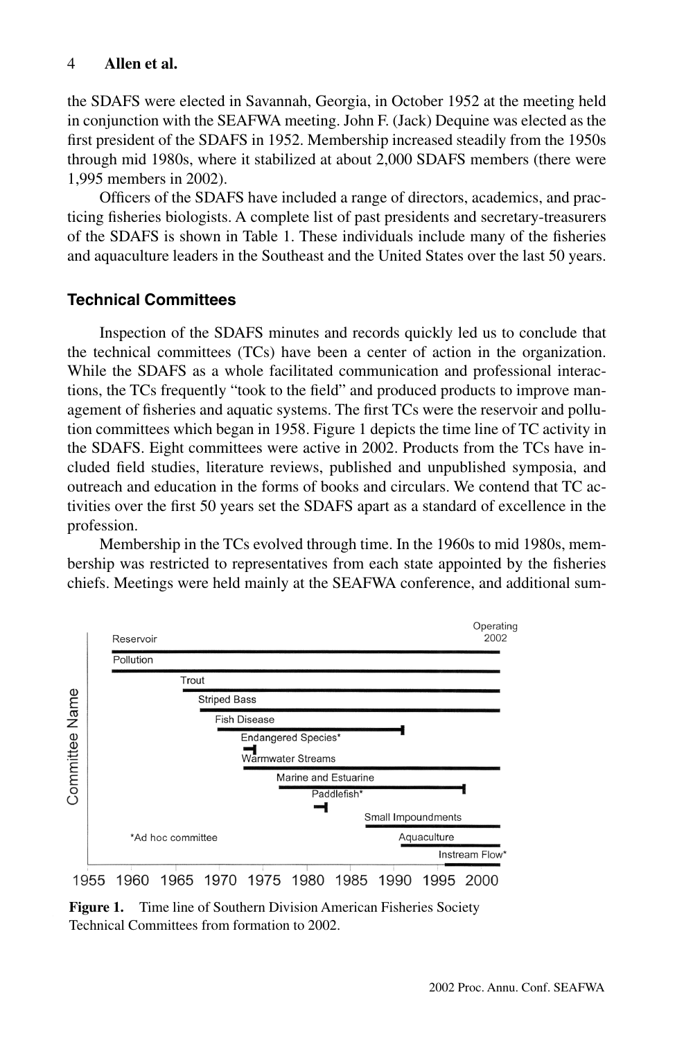the SDAFS were elected in Savannah, Georgia, in October 1952 at the meeting held in conjunction with the SEAFWA meeting. John F. (Jack) Dequine was elected as the first president of the SDAFS in 1952. Membership increased steadily from the 1950s through mid 1980s, where it stabilized at about 2,000 SDAFS members (there were 1,995 members in 2002).

Officers of the SDAFS have included a range of directors, academics, and practicing fisheries biologists. A complete list of past presidents and secretary-treasurers of the SDAFS is shown in Table 1. These individuals include many of the fisheries and aquaculture leaders in the Southeast and the United States over the last 50 years.

## Technical Committees

Inspection of the SDAFS minutes and records quickly led us to conclude that the technical committees (TCs) have been a center of action in the organization. While the SDAFS as a whole facilitated communication and professional interactions, the TCs frequently "took to the field" and produced products to improve management of fisheries and aquatic systems. The first TCs were the reservoir and pollution committees which began in 1958. Figure 1 depicts the time line of TC activity in the SDAFS. Eight committees were active in 2002. Products from the TCs have included field studies, literature reviews, published and unpublished symposia, and outreach and education in the forms of books and circulars. We contend that TC activities over the first 50 years set the SDAFS apart as a standard of excellence in the profession.

Membership in the TCs evolved through time. In the 1960s to mid 1980s, membership was restricted to representatives from each state appointed by the fisheries chiefs. Meetings were held mainly at the SEAFWA conference, and additional sum-

**Figure 1.** Time line of Southern Division American Fisheries Society Technical Committees from formation to 2002.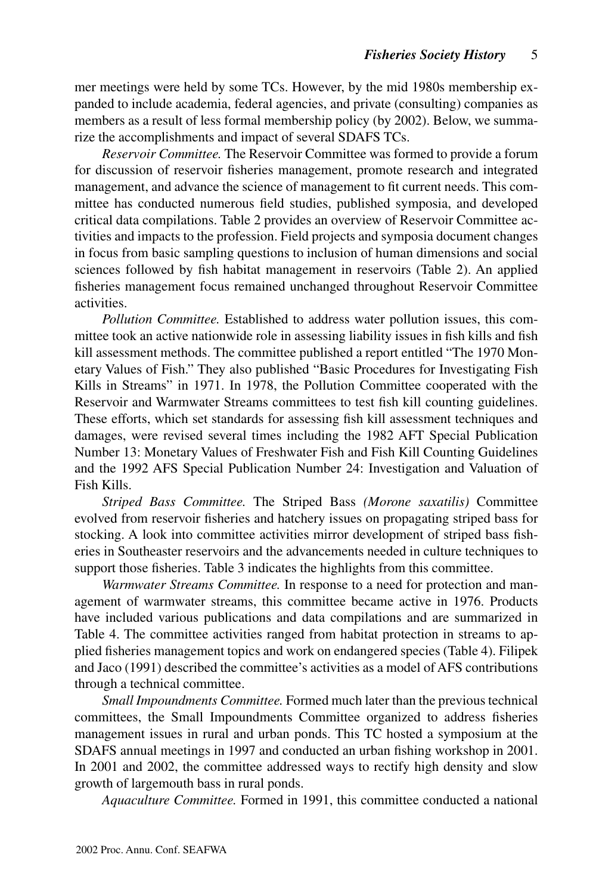mer meetings were held by some TCs. However, by the mid 1980s membership expanded to include academia, federal agencies, and private (consulting) companies as members as a result of less formal membership policy (by 2002). Below, we summarize the accomplishments and impact of several SDAFS TCs.

*Reservoir Committee.* The Reservoir Committee was formed to provide a forum for discussion of reservoir fisheries management, promote research and integrated management, and advance the science of management to fit current needs. This committee has conducted numerous field studies, published symposia, and developed critical data compilations. Table 2 provides an overview of Reservoir Committee activities and impacts to the profession. Field projects and symposia document changes in focus from basic sampling questions to inclusion of human dimensions and social sciences followed by fish habitat management in reservoirs (Table 2). An applied fisheries management focus remained unchanged throughout Reservoir Committee activities.

*Pollution Committee.* Established to address water pollution issues, this committee took an active nationwide role in assessing liability issues in fish kills and fish kill assessment methods. The committee published a report entitled "The 1970 Monetary Values of Fish." They also published "Basic Procedures for Investigating Fish Kills in Streams" in 1971. In 1978, the Pollution Committee cooperated with the Reservoir and Warmwater Streams committees to test fish kill counting guidelines. These efforts, which set standards for assessing fish kill assessment techniques and damages, were revised several times including the 1982 AFT Special Publication Number 13: Monetary Values of Freshwater Fish and Fish Kill Counting Guidelines and the 1992 AFS Special Publication Number 24: Investigation and Valuation of Fish Kills.

*Striped Bass Committee.* The Striped Bass *(Morone saxatilis)* Committee evolved from reservoir fisheries and hatchery issues on propagating striped bass for stocking. A look into committee activities mirror development of striped bass fisheries in Southeaster reservoirs and the advancements needed in culture techniques to support those fisheries. Table 3 indicates the highlights from this committee.

*Warmwater Streams Committee.* In response to a need for protection and management of warmwater streams, this committee became active in 1976. Products have included various publications and data compilations and are summarized in Table 4. The committee activities ranged from habitat protection in streams to applied fisheries management topics and work on endangered species (Table 4). Filipek and Jaco (1991) described the committee's activities as a model of AFS contributions through a technical committee.

*Small Impoundments Committee.* Formed much later than the previous technical committees, the Small Impoundments Committee organized to address fisheries management issues in rural and urban ponds. This TC hosted a symposium at the SDAFS annual meetings in 1997 and conducted an urban fishing workshop in 2001. In 2001 and 2002, the committee addressed ways to rectify high density and slow growth of largemouth bass in rural ponds.

*Aquaculture Committee.* Formed in 1991, this committee conducted a national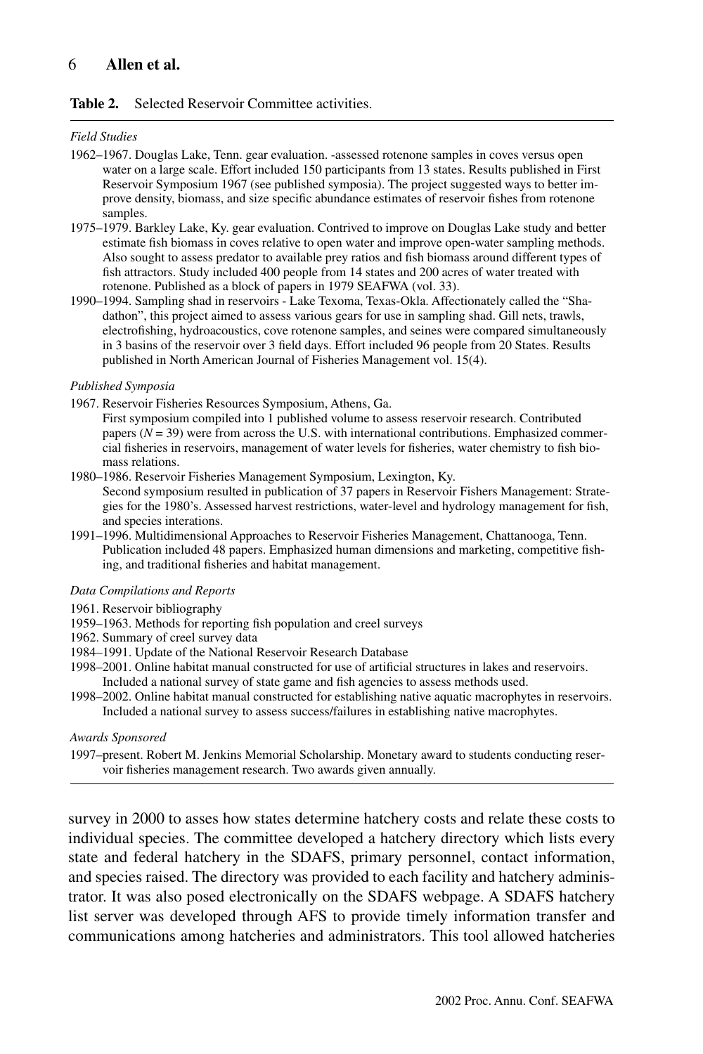**Table 2.** Selected Reservoir Committee activities.

*Field Studies*

1962–1967. Douglas Lake, Tenn. gear evaluation. -assessed rotenone samples in coves versus open water on a large scale. Effort included 150 participants from 13 states. Results published in First Reservoir Symposium 1967 (see published symposia). The project suggested ways to better improve density, biomass, and size specific abundance estimates of reservoir fishes from rotenone samples.

1975–1979. Barkley Lake, Ky. gear evaluation. Contrived to improve on Douglas Lake study and better estimate fish biomass in coves relative to open water and improve open-water sampling methods. Also sought to assess predator to available prey ratios and fish biomass around different types of fish attractors. Study included 400 people from 14 states and 200 acres of water treated with rotenone. Published as a block of papers in 1979 SEAFWA (vol. 33).

1990–1994. Sampling shad in reservoirs - Lake Texoma, Texas-Okla. Affectionately called the "Shadathon", this project aimed to assess various gears for use in sampling shad. Gill nets, trawls, electrofishing, hydroacoustics, cove rotenone samples, and seines were compared simultaneously in 3 basins of the reservoir over 3 field days. Effort included 96 people from 20 States. Results published in North American Journal of Fisheries Management vol. 15(4).

*Published Symposia*

1967. Reservoir Fisheries Resources Symposium, Athens, Ga.
First symposium compiled into 1 published volume to assess reservoir research. Contributed papers ($N = 39$) were from across the U.S. with international contributions. Emphasized commercial fisheries in reservoirs, management of water levels for fisheries, water chemistry to fish biomass relations.

1980–1986. Reservoir Fisheries Management Symposium, Lexington, Ky.
Second symposium resulted in publication of 37 papers in Reservoir Fishers Management: Strategies for the 1980's. Assessed harvest restrictions, water-level and hydrology management for fish, and species interations.

1991–1996. Multidimensional Approaches to Reservoir Fisheries Management, Chattanooga, Tenn.
Publication included 48 papers. Emphasized human dimensions and marketing, competitive fishing, and traditional fisheries and habitat management.

*Data Compilations and Reports*

1961. Reservoir bibliography

1959–1963. Methods for reporting fish population and creel surveys

1962. Summary of creel survey data

1984–1991. Update of the National Reservoir Research Database

1998–2001. Online habitat manual constructed for use of artificial structures in lakes and reservoirs. Included a national survey of state game and fish agencies to assess methods used.

1998–2002. Online habitat manual constructed for establishing native aquatic macrophytes in reservoirs. Included a national survey to assess success/failures in establishing native macrophytes.

*Awards Sponsored*

1997–present. Robert M. Jenkins Memorial Scholarship. Monetary award to students conducting reservoir fisheries management research. Two awards given annually.

survey in 2000 to asses how states determine hatchery costs and relate these costs to individual species. The committee developed a hatchery directory which lists every state and federal hatchery in the SDAFS, primary personnel, contact information, and species raised. The directory was provided to each facility and hatchery administrator. It was also posed electronically on the SDAFS webpage. A SDAFS hatchery list server was developed through AFS to provide timely information transfer and communications among hatcheries and administrators. This tool allowed hatcheries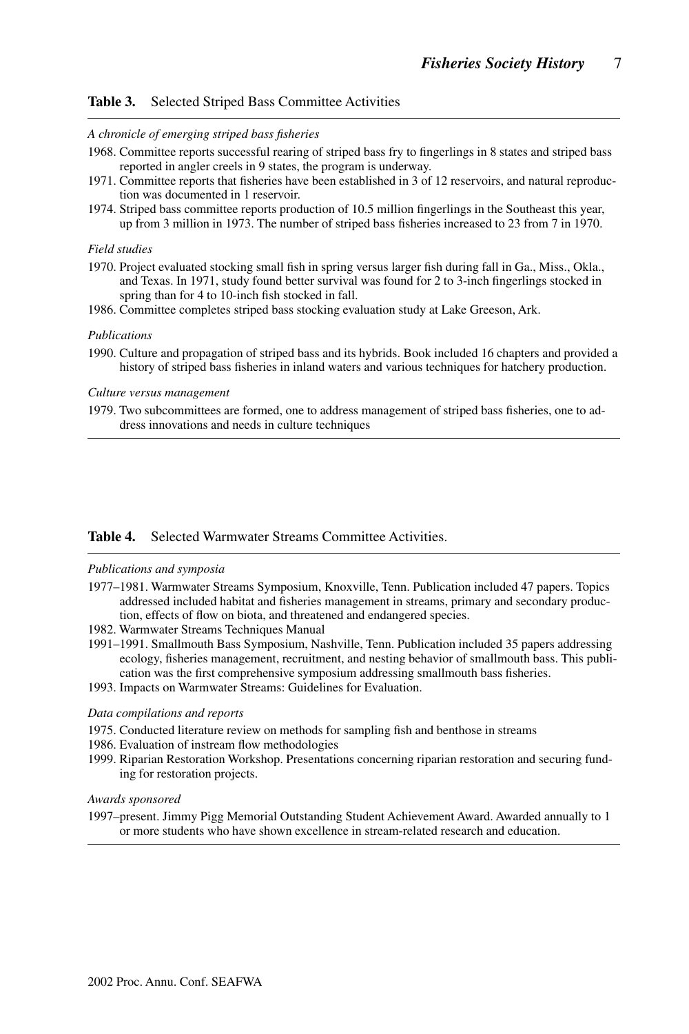**Table 3.** Selected Striped Bass Committee Activities

*A chronicle of emerging striped bass fisheries*

1968. Committee reports successful rearing of striped bass fry to fingerlings in 8 states and striped bass reported in angler creels in 9 states, the program is underway.

1971. Committee reports that fisheries have been established in 3 of 12 reservoirs, and natural reproduction was documented in 1 reservoir.

1974. Striped bass committee reports production of 10.5 million fingerlings in the Southeast this year, up from 3 million in 1973. The number of striped bass fisheries increased to 23 from 7 in 1970.

*Field studies*

1970. Project evaluated stocking small fish in spring versus larger fish during fall in Ga., Miss., Okla., and Texas. In 1971, study found better survival was found for 2 to 3-inch fingerlings stocked in spring than for 4 to 10-inch fish stocked in fall.

1986. Committee completes striped bass stocking evaluation study at Lake Greeson, Ark.

*Publications*

1990. Culture and propagation of striped bass and its hybrids. Book included 16 chapters and provided a history of striped bass fisheries in inland waters and various techniques for hatchery production.

*Culture versus management*

1979. Two subcommittees are formed, one to address management of striped bass fisheries, one to address innovations and needs in culture techniques

**Table 4.** Selected Warmwater Streams Committee Activities.

*Publications and symposia*

1977–1981. Warmwater Streams Symposium, Knoxville, Tenn. Publication included 47 papers. Topics addressed included habitat and fisheries management in streams, primary and secondary production, effects of flow on biota, and threatened and endangered species.

1982. Warmwater Streams Techniques Manual

1991–1991. Smallmouth Bass Symposium, Nashville, Tenn. Publication included 35 papers addressing ecology, fisheries management, recruitment, and nesting behavior of smallmouth bass. This publication was the first comprehensive symposium addressing smallmouth bass fisheries.

1993. Impacts on Warmwater Streams: Guidelines for Evaluation.

*Data compilations and reports*

1975. Conducted literature review on methods for sampling fish and benthose in streams

1986. Evaluation of instream flow methodologies

1999. Riparian Restoration Workshop. Presentations concerning riparian restoration and securing funding for restoration projects.

*Awards sponsored*

1997–present. Jimmy Pigg Memorial Outstanding Student Achievement Award. Awarded annually to 1 or more students who have shown excellence in stream-related research and education.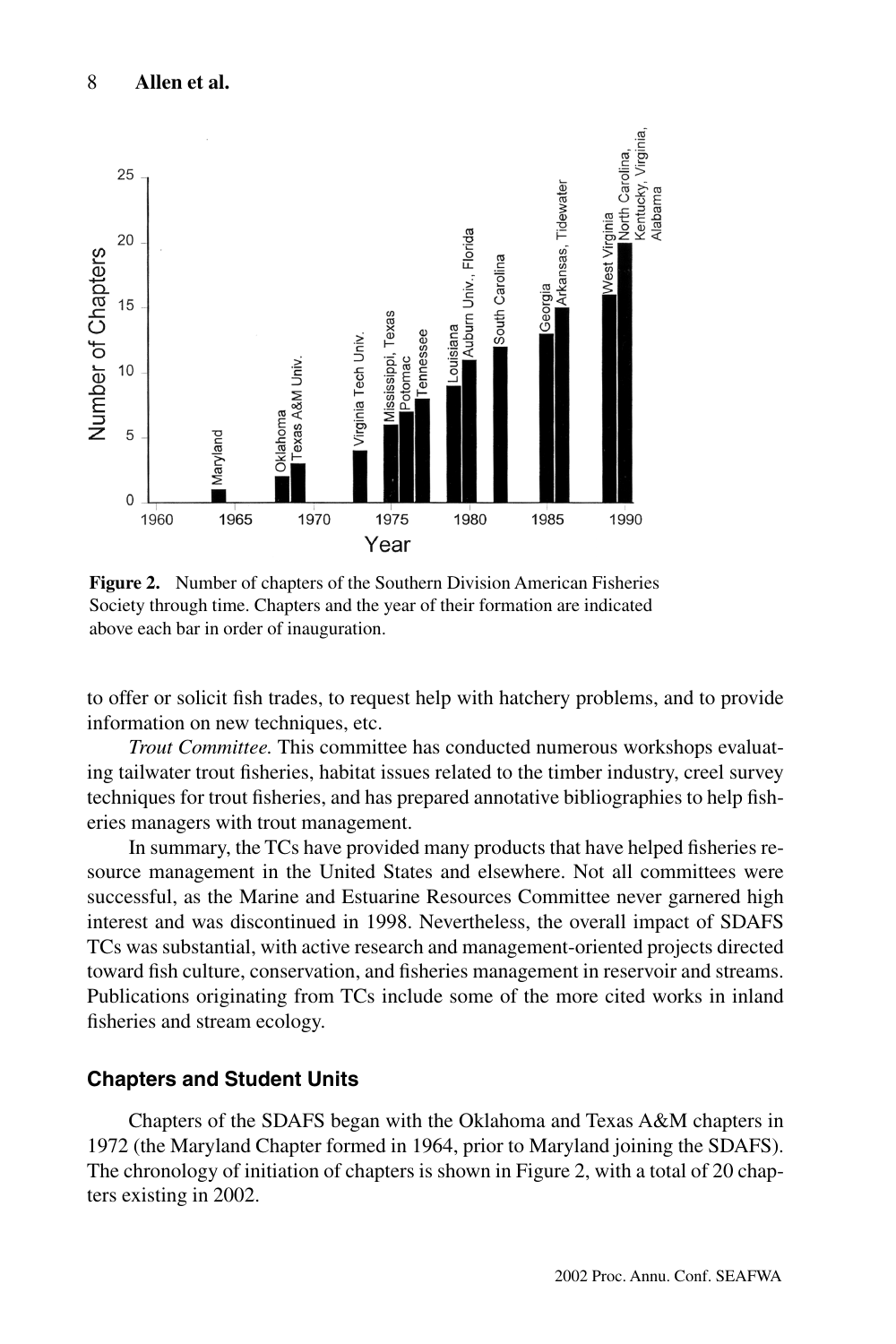**Figure 2.** Number of chapters of the Southern Division American Fisheries Society through time. Chapters and the year of their formation are indicated above each bar in order of inauguration.

to offer or solicit fish trades, to request help with hatchery problems, and to provide information on new techniques, etc.

*Trout Committee.* This committee has conducted numerous workshops evaluating tailwater trout fisheries, habitat issues related to the timber industry, creel survey techniques for trout fisheries, and has prepared annotative bibliographies to help fisheries managers with trout management.

In summary, the TCs have provided many products that have helped fisheries resource management in the United States and elsewhere. Not all committees were successful, as the Marine and Estuarine Resources Committee never garnered high interest and was discontinued in 1998. Nevertheless, the overall impact of SDAFS TCs was substantial, with active research and management-oriented projects directed toward fish culture, conservation, and fisheries management in reservoir and streams. Publications originating from TCs include some of the more cited works in inland fisheries and stream ecology.

### Chapters and Student Units

Chapters of the SDAFS began with the Oklahoma and Texas A&M chapters in 1972 (the Maryland Chapter formed in 1964, prior to Maryland joining the SDAFS). The chronology of initiation of chapters is shown in Figure 2, with a total of 20 chapters existing in 2002.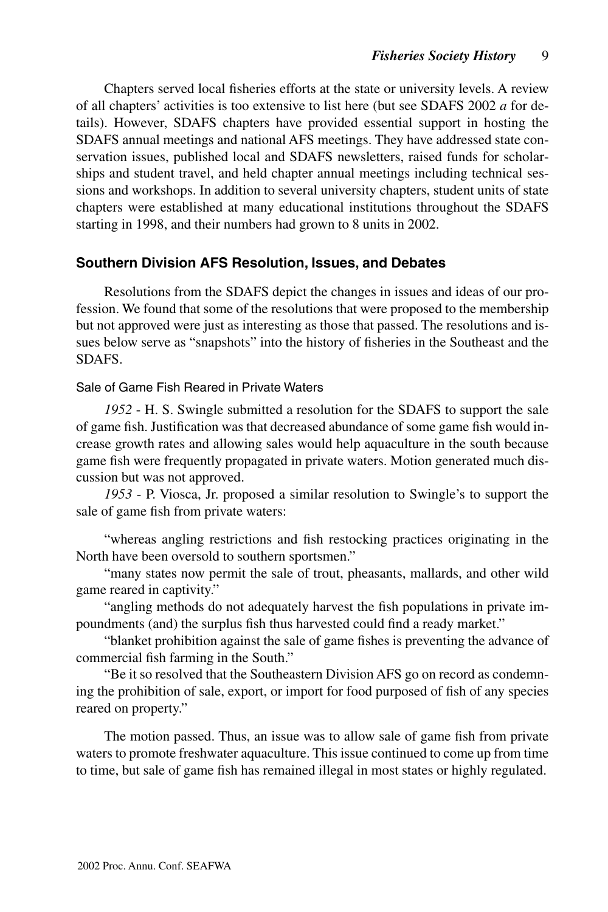Chapters served local fisheries efforts at the state or university levels. A review of all chapters' activities is too extensive to list here (but see SDAFS 2002 *a* for details). However, SDAFS chapters have provided essential support in hosting the SDAFS annual meetings and national AFS meetings. They have addressed state conservation issues, published local and SDAFS newsletters, raised funds for scholarships and student travel, and held chapter annual meetings including technical sessions and workshops. In addition to several university chapters, student units of state chapters were established at many educational institutions throughout the SDAFS starting in 1998, and their numbers had grown to 8 units in 2002.

## Southern Division AFS Resolution, Issues, and Debates

Resolutions from the SDAFS depict the changes in issues and ideas of our profession. We found that some of the resolutions that were proposed to the membership but not approved were just as interesting as those that passed. The resolutions and issues below serve as "snapshots" into the history of fisheries in the Southeast and the SDAFS.

### Sale of Game Fish Reared in Private Waters

*1952* - H. S. Swingle submitted a resolution for the SDAFS to support the sale of game fish. Justification was that decreased abundance of some game fish would increase growth rates and allowing sales would help aquaculture in the south because game fish were frequently propagated in private waters. Motion generated much discussion but was not approved.

*1953* - P. Viosca, Jr. proposed a similar resolution to Swingle's to support the sale of game fish from private waters:

"whereas angling restrictions and fish restocking practices originating in the North have been oversold to southern sportsmen."

"many states now permit the sale of trout, pheasants, mallards, and other wild game reared in captivity."

"angling methods do not adequately harvest the fish populations in private impoundments (and) the surplus fish thus harvested could find a ready market."

"blanket prohibition against the sale of game fishes is preventing the advance of commercial fish farming in the South."

"Be it so resolved that the Southeastern Division AFS go on record as condemning the prohibition of sale, export, or import for food purposed of fish of any species reared on property."

The motion passed. Thus, an issue was to allow sale of game fish from private waters to promote freshwater aquaculture. This issue continued to come up from time to time, but sale of game fish has remained illegal in most states or highly regulated.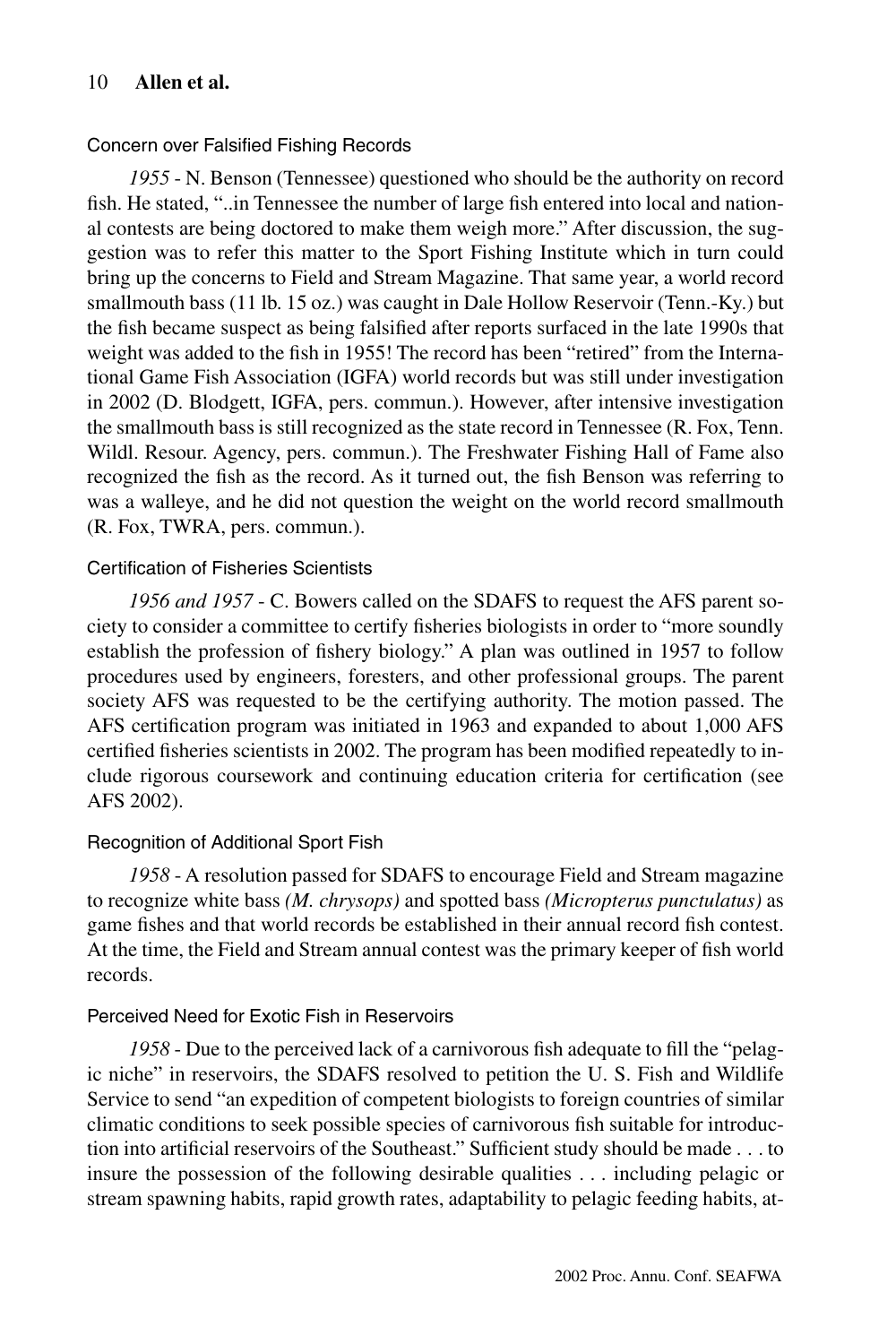### Concern over Falsified Fishing Records

*1955* - N. Benson (Tennessee) questioned who should be the authority on record fish. He stated, "..in Tennessee the number of large fish entered into local and national contests are being doctored to make them weigh more." After discussion, the suggestion was to refer this matter to the Sport Fishing Institute which in turn could bring up the concerns to Field and Stream Magazine. That same year, a world record smallmouth bass (11 lb. 15 oz.) was caught in Dale Hollow Reservoir (Tenn.-Ky.) but the fish became suspect as being falsified after reports surfaced in the late 1990s that weight was added to the fish in 1955! The record has been "retired" from the International Game Fish Association (IGFA) world records but was still under investigation in 2002 (D. Blodgett, IGFA, pers. commun.). However, after intensive investigation the smallmouth bass is still recognized as the state record in Tennessee (R. Fox, Tenn. Wildl. Resour. Agency, pers. commun.). The Freshwater Fishing Hall of Fame also recognized the fish as the record. As it turned out, the fish Benson was referring to was a walleye, and he did not question the weight on the world record smallmouth (R. Fox, TWRA, pers. commun.).

### Certification of Fisheries Scientists

*1956 and 1957* - C. Bowers called on the SDAFS to request the AFS parent society to consider a committee to certify fisheries biologists in order to "more soundly establish the profession of fishery biology." A plan was outlined in 1957 to follow procedures used by engineers, foresters, and other professional groups. The parent society AFS was requested to be the certifying authority. The motion passed. The AFS certification program was initiated in 1963 and expanded to about 1,000 AFS certified fisheries scientists in 2002. The program has been modified repeatedly to include rigorous coursework and continuing education criteria for certification (see AFS 2002).

### Recognition of Additional Sport Fish

*1958* - A resolution passed for SDAFS to encourage Field and Stream magazine to recognize white bass *(M. chrysops)* and spotted bass *(Micropterus punctulatus)* as game fishes and that world records be established in their annual record fish contest. At the time, the Field and Stream annual contest was the primary keeper of fish world records.

### Perceived Need for Exotic Fish in Reservoirs

*1958* - Due to the perceived lack of a carnivorous fish adequate to fill the "pelagic niche" in reservoirs, the SDAFS resolved to petition the U. S. Fish and Wildlife Service to send "an expedition of competent biologists to foreign countries of similar climatic conditions to seek possible species of carnivorous fish suitable for introduction into artificial reservoirs of the Southeast." Sufficient study should be made . . . to insure the possession of the following desirable qualities . . . including pelagic or stream spawning habits, rapid growth rates, adaptability to pelagic feeding habits, at-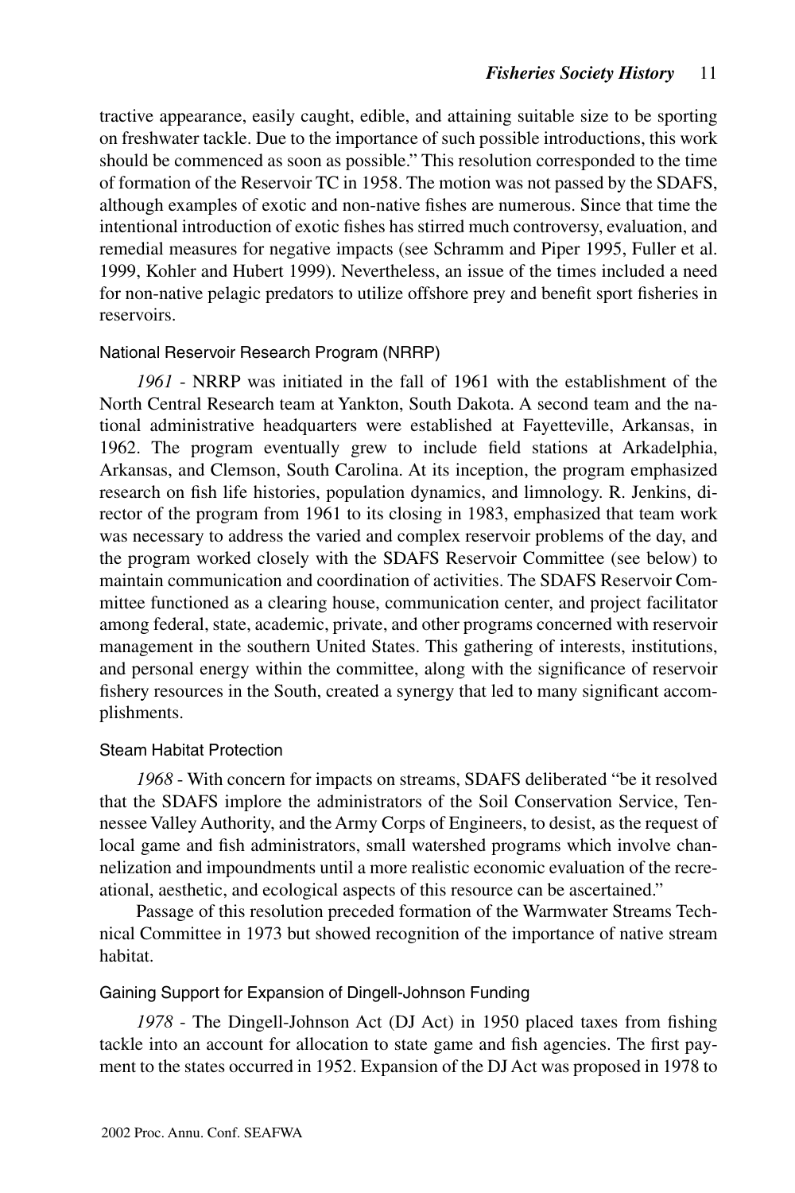tractive appearance, easily caught, edible, and attaining suitable size to be sporting on freshwater tackle. Due to the importance of such possible introductions, this work should be commenced as soon as possible." This resolution corresponded to the time of formation of the Reservoir TC in 1958. The motion was not passed by the SDAFS, although examples of exotic and non-native fishes are numerous. Since that time the intentional introduction of exotic fishes has stirred much controversy, evaluation, and remedial measures for negative impacts (see Schramm and Piper 1995, Fuller et al. 1999, Kohler and Hubert 1999). Nevertheless, an issue of the times included a need for non-native pelagic predators to utilize offshore prey and benefit sport fisheries in reservoirs.

### National Reservoir Research Program (NRRP)

*1961* - NRRP was initiated in the fall of 1961 with the establishment of the North Central Research team at Yankton, South Dakota. A second team and the national administrative headquarters were established at Fayetteville, Arkansas, in 1962. The program eventually grew to include field stations at Arkadelphia, Arkansas, and Clemson, South Carolina. At its inception, the program emphasized research on fish life histories, population dynamics, and limnology. R. Jenkins, director of the program from 1961 to its closing in 1983, emphasized that team work was necessary to address the varied and complex reservoir problems of the day, and the program worked closely with the SDAFS Reservoir Committee (see below) to maintain communication and coordination of activities. The SDAFS Reservoir Committee functioned as a clearing house, communication center, and project facilitator among federal, state, academic, private, and other programs concerned with reservoir management in the southern United States. This gathering of interests, institutions, and personal energy within the committee, along with the significance of reservoir fishery resources in the South, created a synergy that led to many significant accomplishments.

### Steam Habitat Protection

*1968* - With concern for impacts on streams, SDAFS deliberated "be it resolved that the SDAFS implore the administrators of the Soil Conservation Service, Tennessee Valley Authority, and the Army Corps of Engineers, to desist, as the request of local game and fish administrators, small watershed programs which involve channelization and impoundments until a more realistic economic evaluation of the recreational, aesthetic, and ecological aspects of this resource can be ascertained."

Passage of this resolution preceded formation of the Warmwater Streams Technical Committee in 1973 but showed recognition of the importance of native stream habitat.

### Gaining Support for Expansion of Dingell-Johnson Funding

*1978* - The Dingell-Johnson Act (DJ Act) in 1950 placed taxes from fishing tackle into an account for allocation to state game and fish agencies. The first payment to the states occurred in 1952. Expansion of the DJ Act was proposed in 1978 to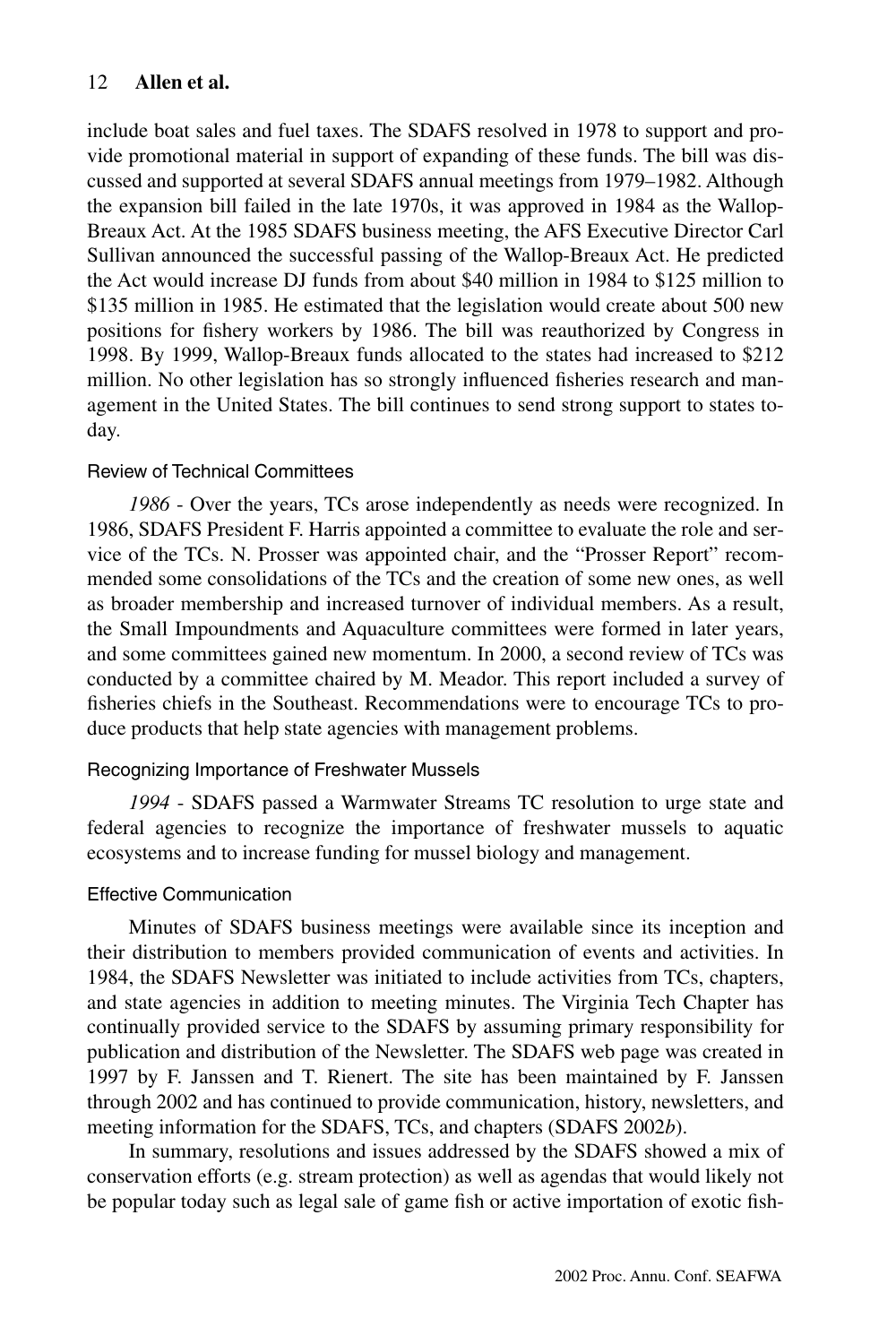include boat sales and fuel taxes. The SDAFS resolved in 1978 to support and provide promotional material in support of expanding of these funds. The bill was discussed and supported at several SDAFS annual meetings from 1979–1982. Although the expansion bill failed in the late 1970s, it was approved in 1984 as the Wallop-Breaux Act. At the 1985 SDAFS business meeting, the AFS Executive Director Carl Sullivan announced the successful passing of the Wallop-Breaux Act. He predicted the Act would increase DJ funds from about $40 million in 1984 to $125 million to $135 million in 1985. He estimated that the legislation would create about 500 new positions for fishery workers by 1986. The bill was reauthorized by Congress in 1998. By 1999, Wallop-Breaux funds allocated to the states had increased to $212 million. No other legislation has so strongly influenced fisheries research and management in the United States. The bill continues to send strong support to states today.

### Review of Technical Committees

*1986* - Over the years, TCs arose independently as needs were recognized. In 1986, SDAFS President F. Harris appointed a committee to evaluate the role and service of the TCs. N. Prosser was appointed chair, and the "Prosser Report" recommended some consolidations of the TCs and the creation of some new ones, as well as broader membership and increased turnover of individual members. As a result, the Small Impoundments and Aquaculture committees were formed in later years, and some committees gained new momentum. In 2000, a second review of TCs was conducted by a committee chaired by M. Meador. This report included a survey of fisheries chiefs in the Southeast. Recommendations were to encourage TCs to produce products that help state agencies with management problems.

### Recognizing Importance of Freshwater Mussels

*1994* - SDAFS passed a Warmwater Streams TC resolution to urge state and federal agencies to recognize the importance of freshwater mussels to aquatic ecosystems and to increase funding for mussel biology and management.

### Effective Communication

Minutes of SDAFS business meetings were available since its inception and their distribution to members provided communication of events and activities. In 1984, the SDAFS Newsletter was initiated to include activities from TCs, chapters, and state agencies in addition to meeting minutes. The Virginia Tech Chapter has continually provided service to the SDAFS by assuming primary responsibility for publication and distribution of the Newsletter. The SDAFS web page was created in 1997 by F. Janssen and T. Rienert. The site has been maintained by F. Janssen through 2002 and has continued to provide communication, history, newsletters, and meeting information for the SDAFS, TCs, and chapters (SDAFS 2002*b*).

In summary, resolutions and issues addressed by the SDAFS showed a mix of conservation efforts (e.g. stream protection) as well as agendas that would likely not be popular today such as legal sale of game fish or active importation of exotic fish-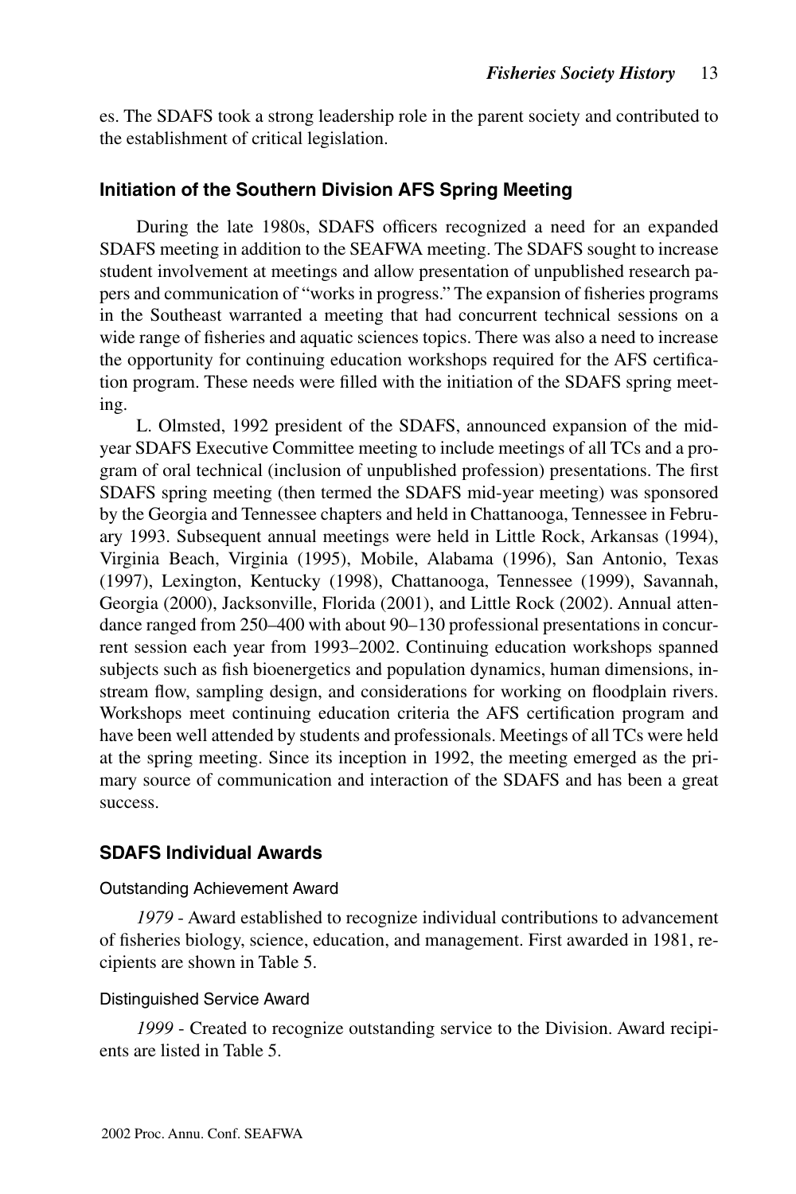es. The SDAFS took a strong leadership role in the parent society and contributed to the establishment of critical legislation.

### Initiation of the Southern Division AFS Spring Meeting

During the late 1980s, SDAFS officers recognized a need for an expanded SDAFS meeting in addition to the SEAFWA meeting. The SDAFS sought to increase student involvement at meetings and allow presentation of unpublished research papers and communication of "works in progress." The expansion of fisheries programs in the Southeast warranted a meeting that had concurrent technical sessions on a wide range of fisheries and aquatic sciences topics. There was also a need to increase the opportunity for continuing education workshops required for the AFS certification program. These needs were filled with the initiation of the SDAFS spring meeting.

L. Olmsted, 1992 president of the SDAFS, announced expansion of the mid-year SDAFS Executive Committee meeting to include meetings of all TCs and a program of oral technical (inclusion of unpublished profession) presentations. The first SDAFS spring meeting (then termed the SDAFS mid-year meeting) was sponsored by the Georgia and Tennessee chapters and held in Chattanooga, Tennessee in February 1993. Subsequent annual meetings were held in Little Rock, Arkansas (1994), Virginia Beach, Virginia (1995), Mobile, Alabama (1996), San Antonio, Texas (1997), Lexington, Kentucky (1998), Chattanooga, Tennessee (1999), Savannah, Georgia (2000), Jacksonville, Florida (2001), and Little Rock (2002). Annual attendance ranged from 250–400 with about 90–130 professional presentations in concurrent session each year from 1993–2002. Continuing education workshops spanned subjects such as fish bioenergetics and population dynamics, human dimensions, instream flow, sampling design, and considerations for working on floodplain rivers. Workshops meet continuing education criteria the AFS certification program and have been well attended by students and professionals. Meetings of all TCs were held at the spring meeting. Since its inception in 1992, the meeting emerged as the primary source of communication and interaction of the SDAFS and has been a great success.

### SDAFS Individual Awards

#### Outstanding Achievement Award

*1979* - Award established to recognize individual contributions to advancement of fisheries biology, science, education, and management. First awarded in 1981, recipients are shown in Table 5.

#### Distinguished Service Award

*1999* - Created to recognize outstanding service to the Division. Award recipients are listed in Table 5.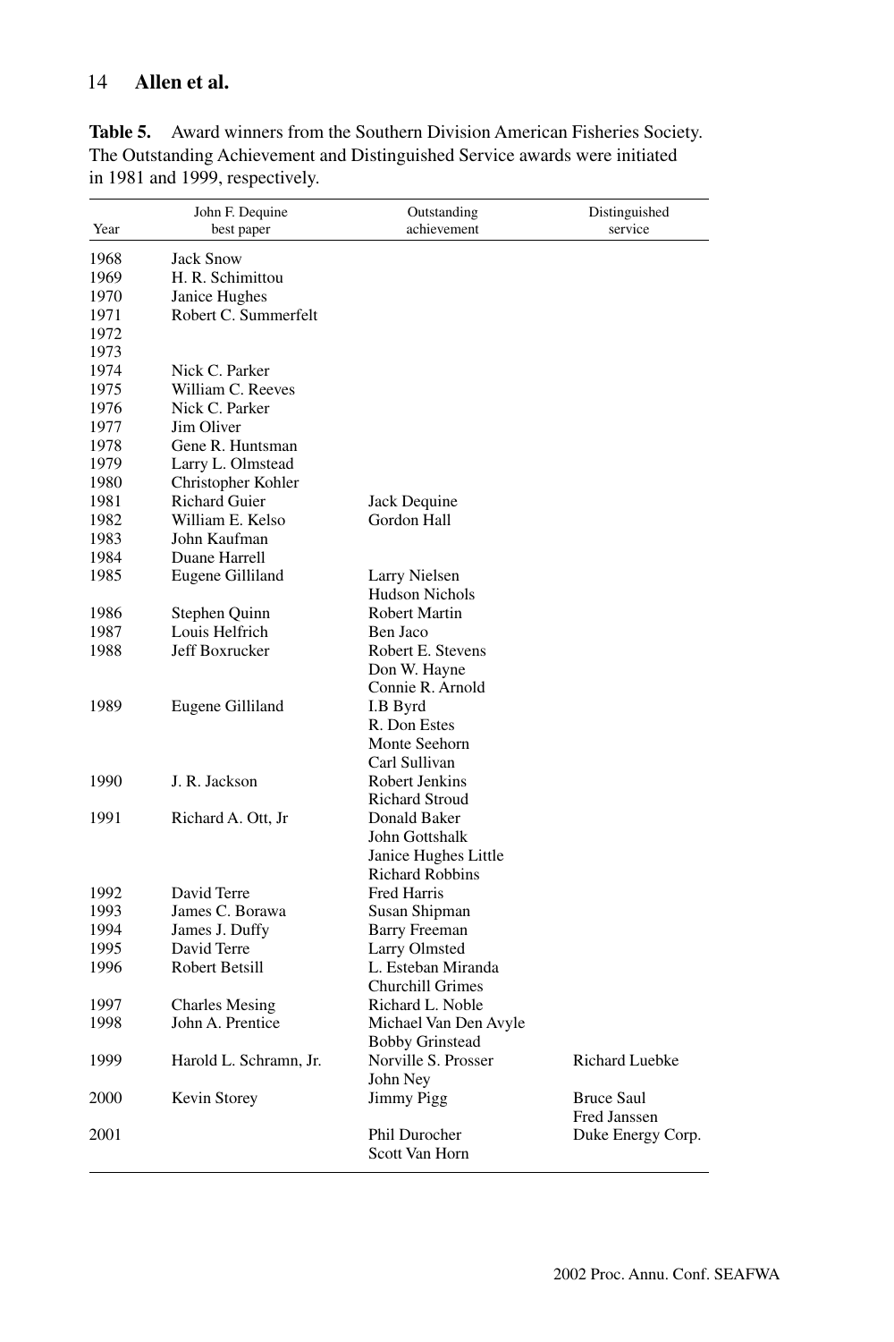**Table 5.** Award winners from the Southern Division American Fisheries Society. The Outstanding Achievement and Distinguished Service awards were initiated in 1981 and 1999, respectively.

| Year | John F. Dequine best paper | Outstanding achievement | Distinguished service |
|---|---|---|---|
| 1968 | Jack Snow | | |
| 1969 | H. R. Schimittou | | |
| 1970 | Janice Hughes | | |
| 1971 | Robert C. Summerfelt | | |
| 1972 | | | |
| 1973 | | | |
| 1974 | Nick C. Parker | | |
| 1975 | William C. Reeves | | |
| 1976 | Nick C. Parker | | |
| 1977 | Jim Oliver | | |
| 1978 | Gene R. Huntsman | | |
| 1979 | Larry L. Olmstead | | |
| 1980 | Christopher Kohler | | |
| 1981 | Richard Guier | Jack Dequine | |
| 1982 | William E. Kelso | Gordon Hall | |
| 1983 | John Kaufman | | |
| 1984 | Duane Harrell | | |
| 1985 | Eugene Gilliland | Larry Nielsen | |
| | | Hudson Nichols | |
| 1986 | Stephen Quinn | Robert Martin | |
| 1987 | Louis Helfrich | Ben Jaco | |
| 1988 | Jeff Boxrucker | Robert E. Stevens | |
| | | Don W. Hayne | |
| | | Connie R. Arnold | |
| 1989 | Eugene Gilliland | I.B Byrd | |
| | | R. Don Estes | |
| | | Monte Seehorn | |
| | | Carl Sullivan | |
| 1990 | J. R. Jackson | Robert Jenkins | |
| | | Richard Stroud | |
| 1991 | Richard A. Ott, Jr | Donald Baker | |
| | | John Gottshalk | |
| | | Janice Hughes Little | |
| | | Richard Robbins | |
| 1992 | David Terre | Fred Harris | |
| 1993 | James C. Borawa | Susan Shipman | |
| 1994 | James J. Duffy | Barry Freeman | |
| 1995 | David Terre | Larry Olmsted | |
| 1996 | Robert Betsill | L. Esteban Miranda | |
| | | Churchill Grimes | |
| 1997 | Charles Mesing | Richard L. Noble | |
| 1998 | John A. Prentice | Michael Van Den Avyle | |
| | | Bobby Grinstead | |
| 1999 | Harold L. Schramn, Jr. | Norville S. Prosser | Richard Luebke |
| | | John Ney | |
| 2000 | Kevin Storey | Jimmy Pigg | Bruce Saul |
| | | | Fred Janssen |
| 2001 | | Phil Durocher | Duke Energy Corp. |
| | | Scott Van Horn | |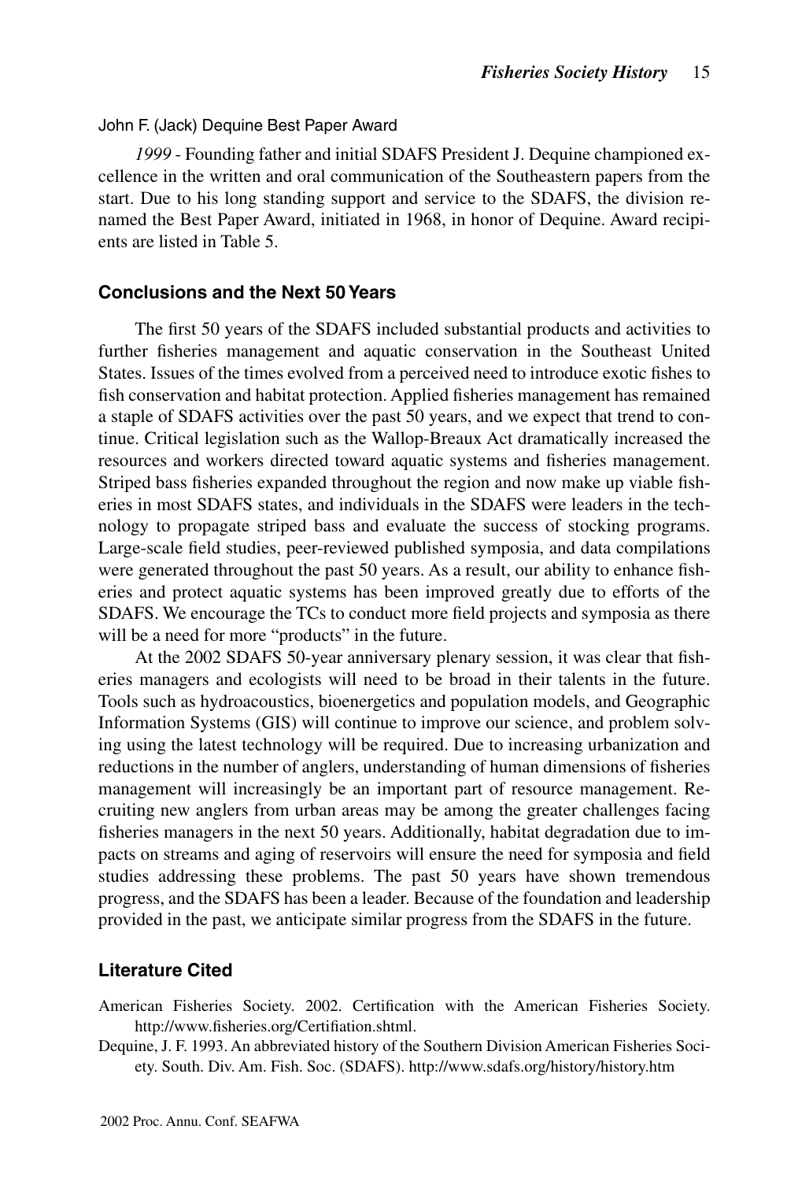John F. (Jack) Dequine Best Paper Award

*1999* - Founding father and initial SDAFS President J. Dequine championed excellence in the written and oral communication of the Southeastern papers from the start. Due to his long standing support and service to the SDAFS, the division renamed the Best Paper Award, initiated in 1968, in honor of Dequine. Award recipients are listed in Table 5.

## Conclusions and the Next 50 Years

The first 50 years of the SDAFS included substantial products and activities to further fisheries management and aquatic conservation in the Southeast United States. Issues of the times evolved from a perceived need to introduce exotic fishes to fish conservation and habitat protection. Applied fisheries management has remained a staple of SDAFS activities over the past 50 years, and we expect that trend to continue. Critical legislation such as the Wallop-Breaux Act dramatically increased the resources and workers directed toward aquatic systems and fisheries management. Striped bass fisheries expanded throughout the region and now make up viable fisheries in most SDAFS states, and individuals in the SDAFS were leaders in the technology to propagate striped bass and evaluate the success of stocking programs. Large-scale field studies, peer-reviewed published symposia, and data compilations were generated throughout the past 50 years. As a result, our ability to enhance fisheries and protect aquatic systems has been improved greatly due to efforts of the SDAFS. We encourage the TCs to conduct more field projects and symposia as there will be a need for more "products" in the future.

At the 2002 SDAFS 50-year anniversary plenary session, it was clear that fisheries managers and ecologists will need to be broad in their talents in the future. Tools such as hydroacoustics, bioenergetics and population models, and Geographic Information Systems (GIS) will continue to improve our science, and problem solving using the latest technology will be required. Due to increasing urbanization and reductions in the number of anglers, understanding of human dimensions of fisheries management will increasingly be an important part of resource management. Recruiting new anglers from urban areas may be among the greater challenges facing fisheries managers in the next 50 years. Additionally, habitat degradation due to impacts on streams and aging of reservoirs will ensure the need for symposia and field studies addressing these problems. The past 50 years have shown tremendous progress, and the SDAFS has been a leader. Because of the foundation and leadership provided in the past, we anticipate similar progress from the SDAFS in the future.

## Literature Cited

American Fisheries Society. 2002. Certification with the American Fisheries Society. http://www.fisheries.org/Certifiation.shtml.

Dequine, J. F. 1993. An abbreviated history of the Southern Division American Fisheries Society. South. Div. Am. Fish. Soc. (SDAFS). http://www.sdafs.org/history/history.htm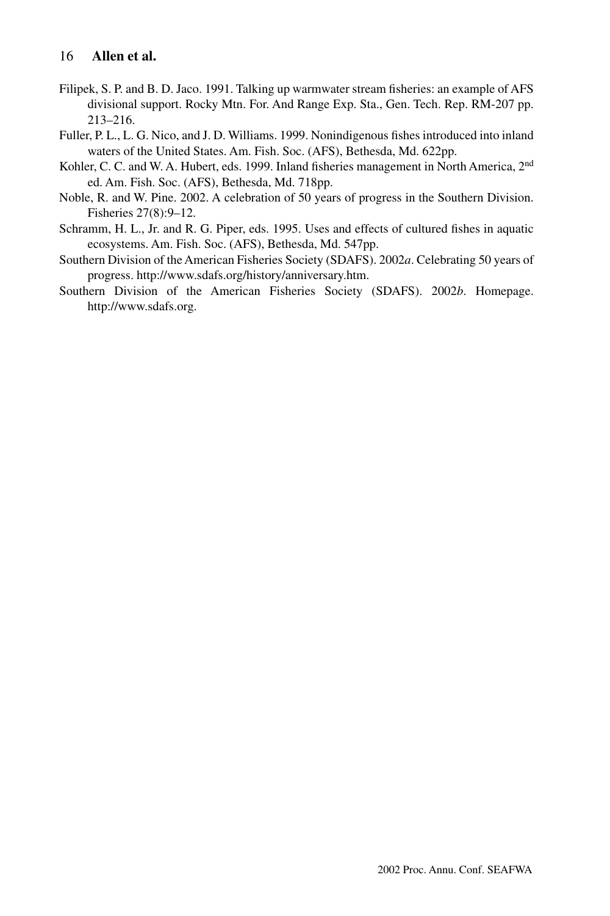Filipek, S. P. and B. D. Jaco. 1991. Talking up warmwater stream fisheries: an example of AFS divisional support. Rocky Mtn. For. And Range Exp. Sta., Gen. Tech. Rep. RM-207 pp. 213–216.

Fuller, P. L., L. G. Nico, and J. D. Williams. 1999. Nonindigenous fishes introduced into inland waters of the United States. Am. Fish. Soc. (AFS), Bethesda, Md. 622pp.

Kohler, C. C. and W. A. Hubert, eds. 1999. Inland fisheries management in North America, 2nd ed. Am. Fish. Soc. (AFS), Bethesda, Md. 718pp.

Noble, R. and W. Pine. 2002. A celebration of 50 years of progress in the Southern Division. Fisheries 27(8):9–12.

Schramm, H. L., Jr. and R. G. Piper, eds. 1995. Uses and effects of cultured fishes in aquatic ecosystems. Am. Fish. Soc. (AFS), Bethesda, Md. 547pp.

Southern Division of the American Fisheries Society (SDAFS). 2002*a*. Celebrating 50 years of progress. http://www.sdafs.org/history/anniversary.htm.

Southern Division of the American Fisheries Society (SDAFS). 2002*b*. Homepage. http://www.sdafs.org.